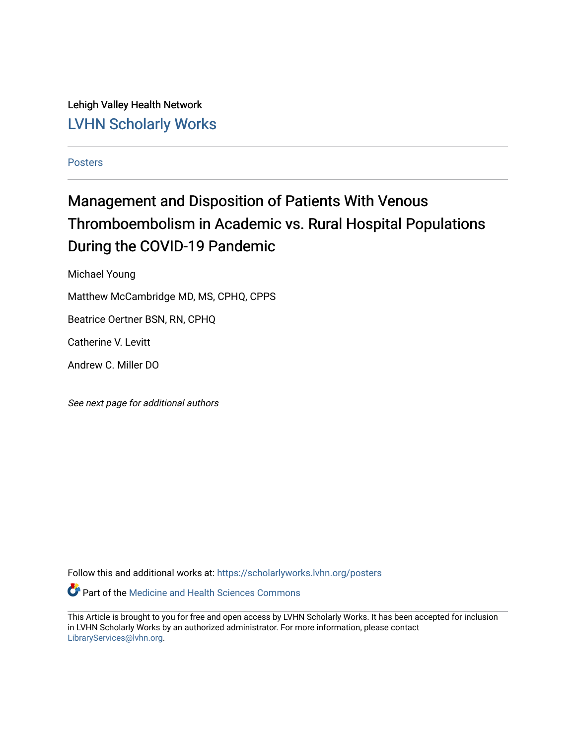Lehigh Valley Health Network

LVHN Scholarly Works

Posters

# Management and Disposition of Patients With Venous Thromboembolism in Academic vs. Rural Hospital Populations During the COVID-19 Pandemic

Michael Young

Matthew McCambridge MD, MS, CPHQ, CPPS

Beatrice Oertner BSN, RN, CPHQ

Catherine V. Levitt

Andrew C. Miller DO

*See next page for additional authors*

Follow this and additional works at: https://scholarlyworks.lvhn.org/posters

Part of the Medicine and Health Sciences Commons

This Article is brought to you for free and open access by LVHN Scholarly Works. It has been accepted for inclusion in LVHN Scholarly Works by an authorized administrator. For more information, please contact LibraryServices@lvhn.org.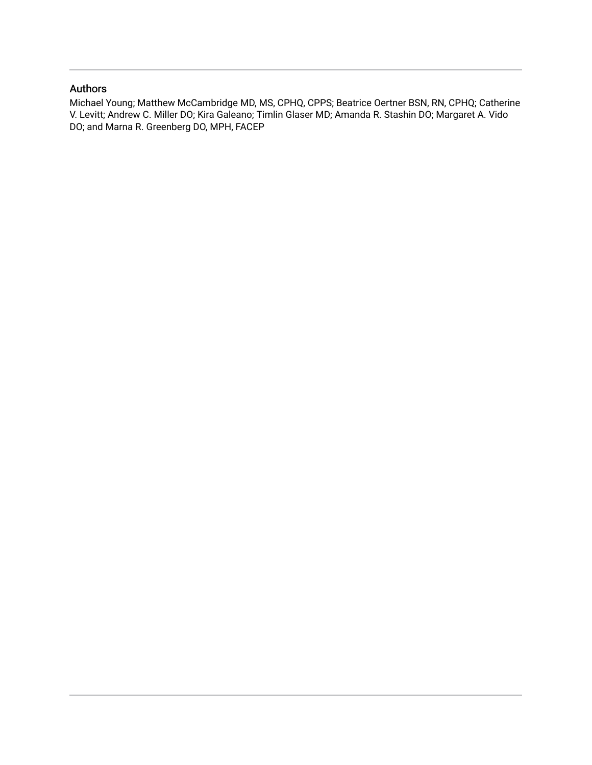## Authors

Michael Young; Matthew McCambridge MD, MS, CPHQ, CPPS; Beatrice Oertner BSN, RN, CPHQ; Catherine V. Levitt; Andrew C. Miller DO; Kira Galeano; Timlin Glaser MD; Amanda R. Stashin DO; Margaret A. Vido DO; and Marna R. Greenberg DO, MPH, FACEP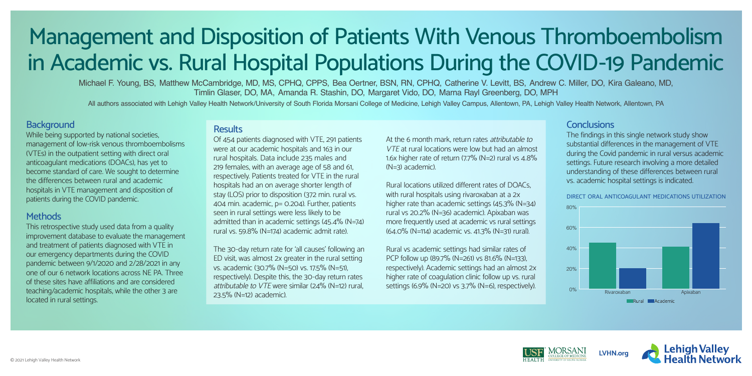# Management and Disposition of Patients With Venous Thromboembolism in Academic vs. Rural Hospital Populations During the COVID-19 Pandemic

Michael F. Young, BS, Matthew McCambridge, MD, MS, CPHQ, CPPS, Bea Oertner, BSN, RN, CPHQ, Catherine V. Levitt, BS, Andrew C. Miller, DO, Kira Galeano, MD, Timlin Glaser, DO, MA, Amanda R. Stashin, DO, Margaret Vido, DO, Marna Rayl Greenberg, DO, MPH

All authors associated with Lehigh Valley Health Network/University of South Florida Morsani College of Medicine, Lehigh Valley Campus, Allentown, PA, Lehigh Valley Health Network, Allentown, PA

## Background

While being supported by national societies, management of low-risk venous thromboembolisms (VTEs) in the outpatient setting with direct oral anticoagulant medications (DOACs), has yet to become standard of care. We sought to determine the differences between rural and academic hospitals in VTE management and disposition of patients during the COVID pandemic.

## Methods

This retrospective study used data from a quality improvement database to evaluate the management and treatment of patients diagnosed with VTE in our emergency departments during the COVID pandemic between 9/1/2020 and 2/28/2021 in any one of our 6 network locations across NE PA. Three of these sites have affiliations and are considered teaching/academic hospitals, while the other 3 are located in rural settings.

## Results

Of 454 patients diagnosed with VTE, 291 patients were at our academic hospitals and 163 in our rural hospitals. Data include 235 males and 219 females, with an average age of 58 and 61, respectively. Patients treated for VTE in the rural hospitals had an on average shorter length of stay (LOS) prior to disposition (372 min. rural vs. 404 min. academic, p= 0.204). Further, patients seen in rural settings were less likely to be admitted than in academic settings (45.4% (N=74) rural vs. 59.8% (N=174) academic admit rate).

The 30-day return rate for 'all causes' following an ED visit, was almost 2x greater in the rural setting vs. academic (30.7% (N=50) vs. 17.5% (N=51), respectively). Despite this, the 30-day return rates *attributable to VTE* were similar (24% (N=12) rural, 23.5% (N=12) academic).

At the 6 month mark, return rates *attributable to VTE* at rural locations were low but had an almost 1.6x higher rate of return (7.7% (N=2) rural vs 4.8% (N=3) academic).

Rural locations utilized different rates of DOACs, with rural hospitals using rivaroxaban at a 2x higher rate than academic settings (45.3% (N=34) rural vs 20.2% (N=36) academic). Apixaban was more frequently used at academic vs rural settings (64.0% (N=114) academic vs. 41.3% (N=31) rural).

Rural vs academic settings had similar rates of PCP follow up (89.7% (N=261) vs 81.6% (N=133), respectively). Academic settings had an almost 2x higher rate of coagulation clinic follow up vs. rural settings (6.9% (N=20) vs 3.7% (N=6), respectively).

## Conclusions

The findings in this single network study show substantial differences in the management of VTE during the Covid pandemic in rural versus academic settings. Future research involving a more detailed understanding of these differences between rural vs. academic hospital settings is indicated.

DIRECT ORAL ANTICOAGULANT MEDICATIONS UTILIZATION

80%
60%
40%
20%
0%
Rivaroxaban
Apixaban
Rural
Academic

© 2021 Lehigh Valley Health Network

LVHN.org